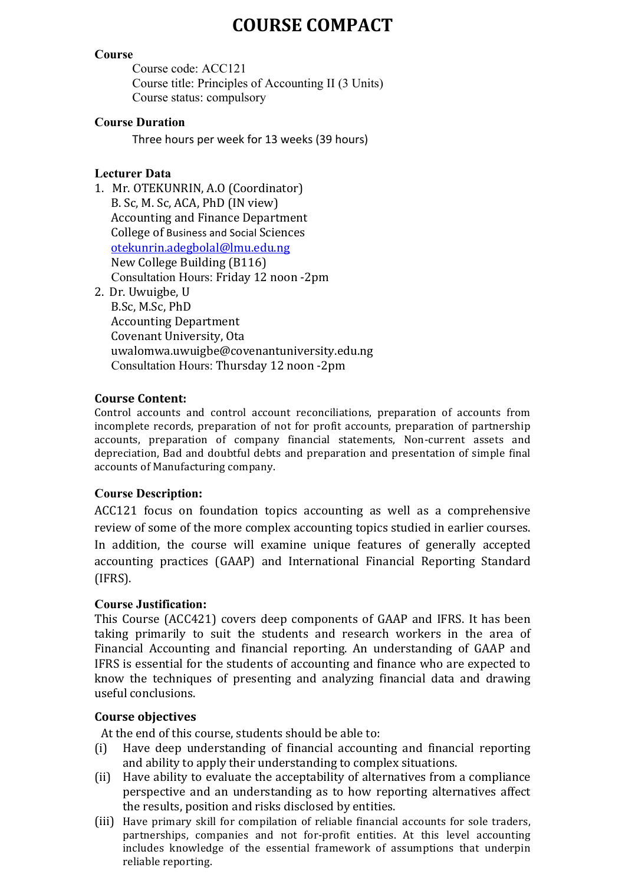# COURSE COMPACT

**Course**

Course code: ACC121

Course title: Principles of Accounting II (3 Units)

Course status: compulsory

**Course Duration**

Three hours per week for 13 weeks (39 hours)

**Lecturer Data**

1. Mr. OTEKUNRIN, A.O (Coordinator)
   B. Sc, M. Sc, ACA, PhD (IN view)
   Accounting and Finance Department
   College of Business and Social Sciences
   otekunrin.adegbolal@lmu.edu.ng
   New College Building (B116)
   Consultation Hours: Friday 12 noon -2pm
2. Dr. Uwuigbe, U
   B.Sc, M.Sc, PhD
   Accounting Department
   Covenant University, Ota
   uwalomwa.uwuigbe@covenantuniversity.edu.ng
   Consultation Hours: Thursday 12 noon -2pm

**Course Content:**

Control accounts and control account reconciliations, preparation of accounts from incomplete records, preparation of not for profit accounts, preparation of partnership accounts, preparation of company financial statements, Non-current assets and depreciation, Bad and doubtful debts and preparation and presentation of simple final accounts of Manufacturing company.

**Course Description:**

ACC121 focus on foundation topics accounting as well as a comprehensive review of some of the more complex accounting topics studied in earlier courses. In addition, the course will examine unique features of generally accepted accounting practices (GAAP) and International Financial Reporting Standard (IFRS).

**Course Justification:**

This Course (ACC421) covers deep components of GAAP and IFRS. It has been taking primarily to suit the students and research workers in the area of Financial Accounting and financial reporting. An understanding of GAAP and IFRS is essential for the students of accounting and finance who are expected to know the techniques of presenting and analyzing financial data and drawing useful conclusions.

**Course objectives**

At the end of this course, students should be able to:

(i) Have deep understanding of financial accounting and financial reporting and ability to apply their understanding to complex situations.

(ii) Have ability to evaluate the acceptability of alternatives from a compliance perspective and an understanding as to how reporting alternatives affect the results, position and risks disclosed by entities.

(iii) Have primary skill for compilation of reliable financial accounts for sole traders, partnerships, companies and not for-profit entities. At this level accounting includes knowledge of the essential framework of assumptions that underpin reliable reporting.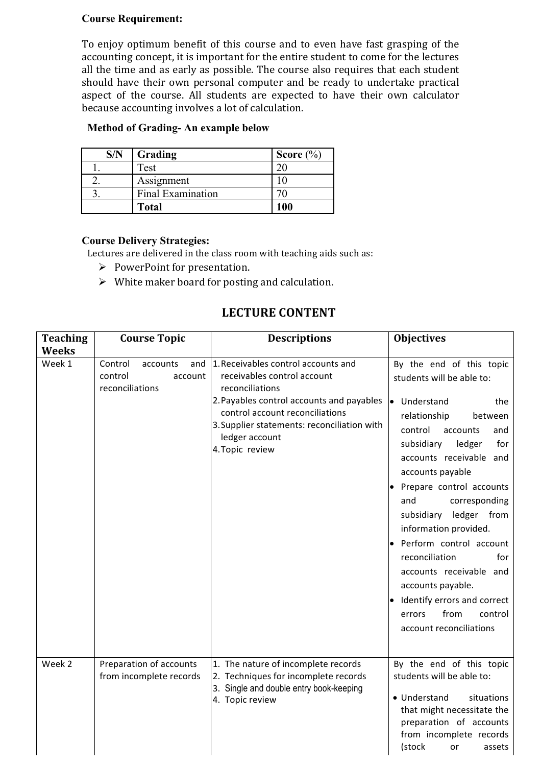**Course Requirement:**

To enjoy optimum benefit of this course and to even have fast grasping of the accounting concept, it is important for the entire student to come for the lectures all the time and as early as possible. The course also requires that each student should have their own personal computer and be ready to undertake practical aspect of the course. All students are expected to have their own calculator because accounting involves a lot of calculation.

**Method of Grading- An example below**

| S/N | Grading | Score (%) |
|---|---|---|
| 1. | Test | 20 |
| 2. | Assignment | 10 |
| 3. | Final Examination | 70 |
| | **Total** | **100** |

**Course Delivery Strategies:**

Lectures are delivered in the class room with teaching aids such as:

- PowerPoint for presentation.
- White maker board for posting and calculation.

## LECTURE CONTENT

| Teaching Weeks | Course Topic | Descriptions | Objectives |
|---|---|---|---|
| Week 1 | Control accounts and control account reconciliations | 1. Receivables control accounts and receivables control account reconciliations<br>2. Payables control accounts and payables control account reconciliations<br>3. Supplier statements: reconciliation with ledger account<br>4. Topic review | By the end of this topic students will be able to:<br>• Understand the relationship between control accounts and subsidiary ledger for accounts receivable and accounts payable<br>• Prepare control accounts and corresponding subsidiary ledger from information provided.<br>• Perform control account reconciliation for accounts receivable and accounts payable.<br>• Identify errors and correct errors from control account reconciliations |
| Week 2 | Preparation of accounts from incomplete records | 1. The nature of incomplete records<br>2. Techniques for incomplete records<br>3. Single and double entry book-keeping<br>4. Topic review | By the end of this topic students will be able to:<br>• Understand situations that might necessitate the preparation of accounts from incomplete records (stock or assets |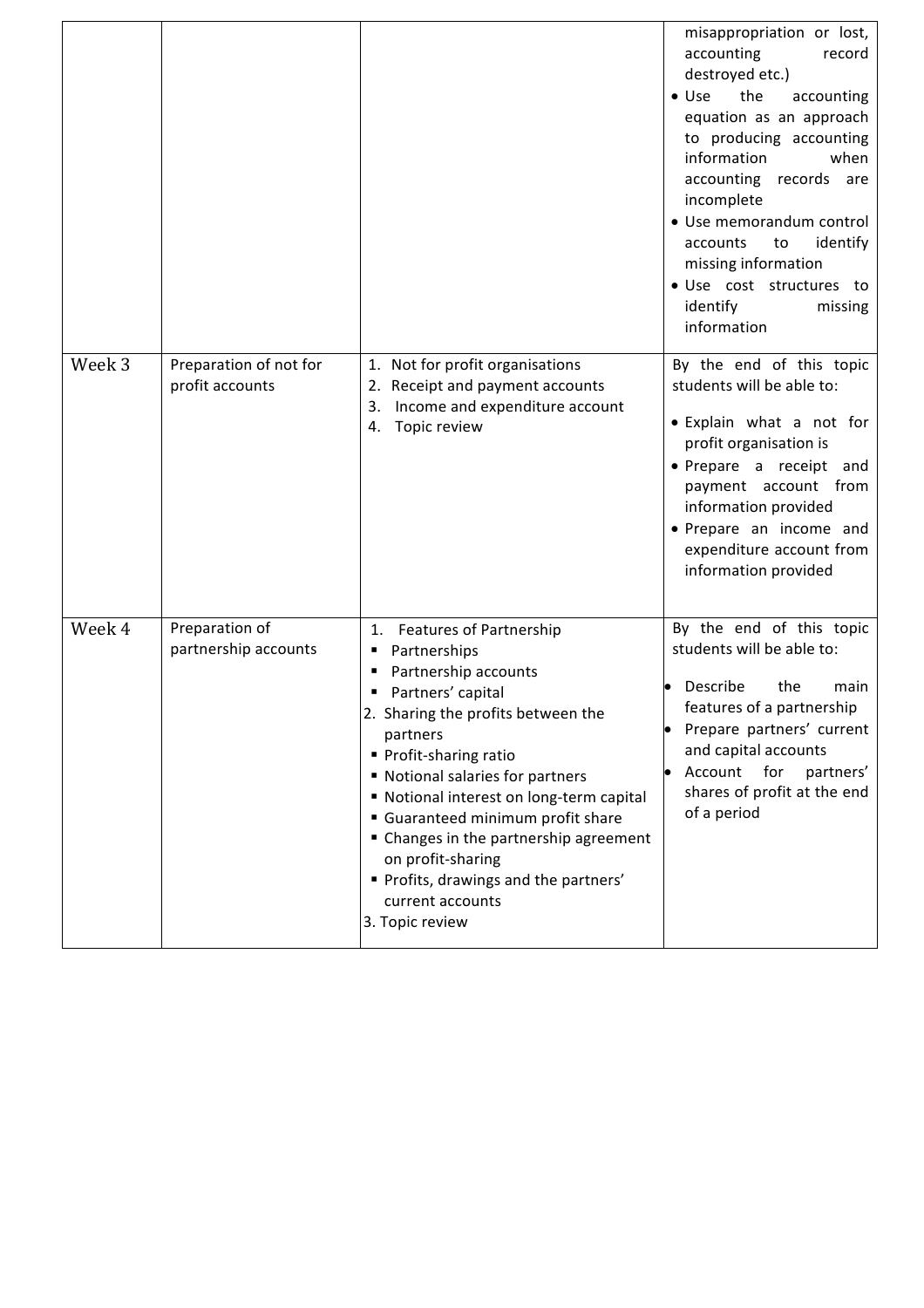| | | | |
|---|---|---|---|
| | | | misappropriation or lost, accounting record destroyed etc.)<br>• Use the accounting equation as an approach to producing accounting information when accounting records are incomplete<br>• Use memorandum control accounts to identify missing information<br>• Use cost structures to identify missing information |
| Week 3 | Preparation of not for profit accounts | 1. Not for profit organisations<br>2. Receipt and payment accounts<br>3. Income and expenditure account<br>4. Topic review | By the end of this topic students will be able to:<br>• Explain what a not for profit organisation is<br>• Prepare a receipt and payment account from information provided<br>• Prepare an income and expenditure account from information provided |
| Week 4 | Preparation of partnership accounts | 1. Features of Partnership<br>▪ Partnerships<br>▪ Partnership accounts<br>▪ Partners' capital<br>2. Sharing the profits between the partners<br>▪ Profit-sharing ratio<br>▪ Notional salaries for partners<br>▪ Notional interest on long-term capital<br>▪ Guaranteed minimum profit share<br>▪ Changes in the partnership agreement on profit-sharing<br>▪ Profits, drawings and the partners' current accounts<br>3. Topic review | By the end of this topic students will be able to:<br>• Describe the main features of a partnership<br>• Prepare partners' current and capital accounts<br>• Account for partners' shares of profit at the end of a period |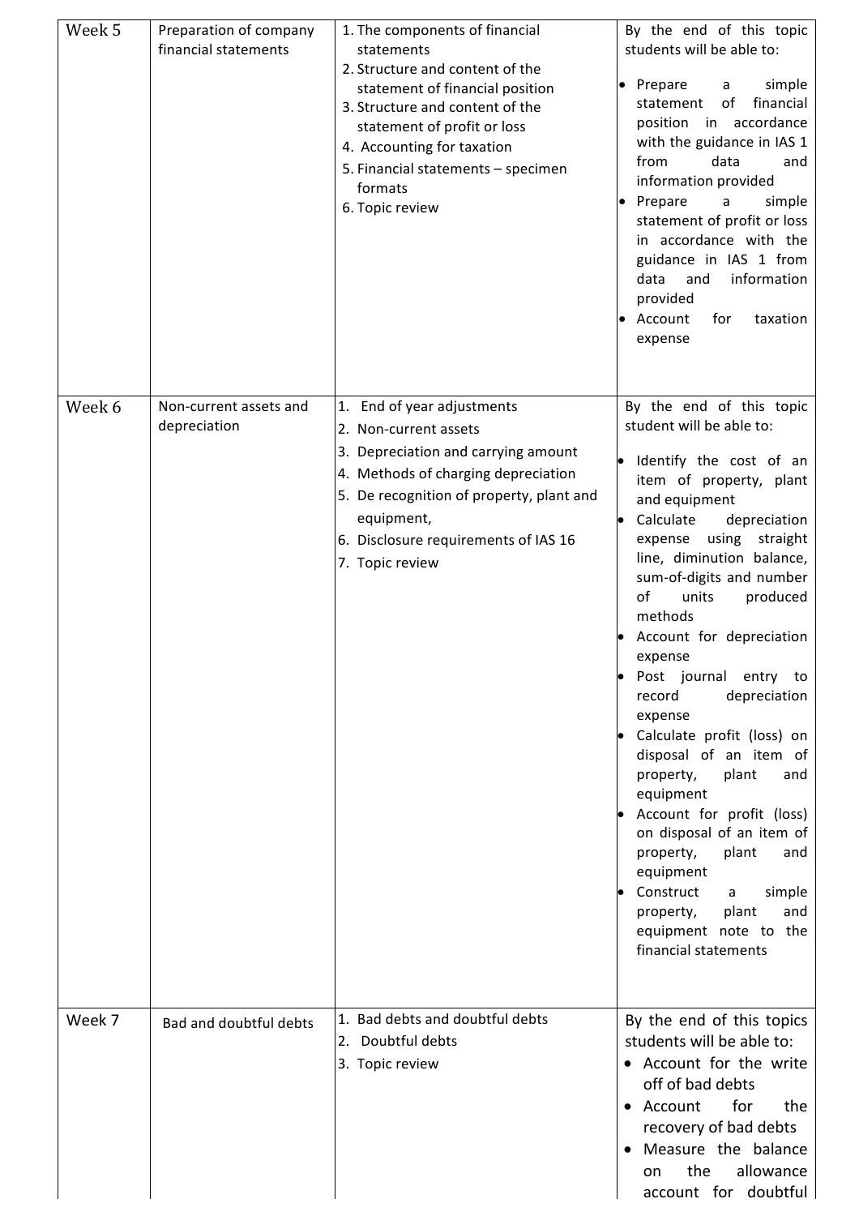| Week 5 | Preparation of company financial statements | 1. The components of financial statements<br>2. Structure and content of the statement of financial position<br>3. Structure and content of the statement of profit or loss<br>4. Accounting for taxation<br>5. Financial statements – specimen formats<br>6. Topic review | By the end of this topic students will be able to:<br>• Prepare a simple statement of financial position in accordance with the guidance in IAS 1 from data and information provided<br>• Prepare a simple statement of profit or loss in accordance with the guidance in IAS 1 from data and information provided<br>• Account for taxation expense |
|---|---|---|---|
| Week 6 | Non-current assets and depreciation | 1. End of year adjustments<br>2. Non-current assets<br>3. Depreciation and carrying amount<br>4. Methods of charging depreciation<br>5. De recognition of property, plant and equipment,<br>6. Disclosure requirements of IAS 16<br>7. Topic review | By the end of this topic student will be able to:<br>• Identify the cost of an item of property, plant and equipment<br>• Calculate depreciation expense using straight line, diminution balance, sum-of-digits and number of units produced methods<br>• Account for depreciation expense<br>• Post journal entry to record depreciation expense<br>• Calculate profit (loss) on disposal of an item of property, plant and equipment<br>• Account for profit (loss) on disposal of an item of property, plant and equipment<br>• Construct a simple property, plant and equipment note to the financial statements |
| Week 7 | Bad and doubtful debts | 1. Bad debts and doubtful debts<br>2. Doubtful debts<br>3. Topic review | By the end of this topics students will be able to:<br>• Account for the write off of bad debts<br>• Account for the recovery of bad debts<br>• Measure the balance on the allowance account for doubtful |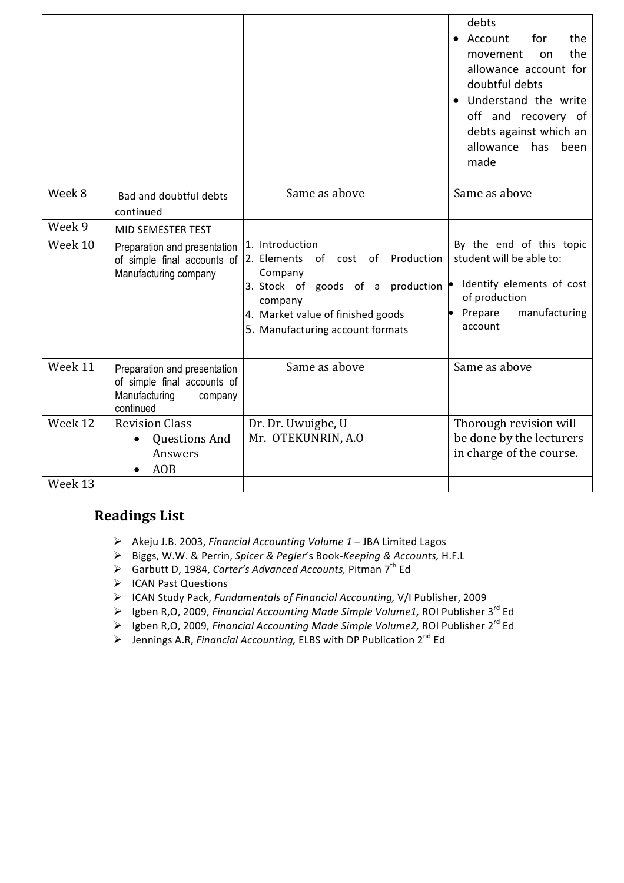| | | | |
|---|---|---|---|
| | | | debts<br>• Account for the movement on the allowance account for doubtful debts<br>• Understand the write off and recovery of debts against which an allowance has been made |
| Week 8 | Bad and doubtful debts continued | Same as above | Same as above |
| Week 9 | MID SEMESTER TEST | | |
| Week 10 | Preparation and presentation of simple final accounts of Manufacturing company | 1. Introduction<br>2. Elements of cost of Production Company<br>3. Stock of goods of a production company<br>4. Market value of finished goods<br>5. Manufacturing account formats | By the end of this topic student will be able to:<br>• Identify elements of cost of production<br>• Prepare manufacturing account |
| Week 11 | Preparation and presentation of simple final accounts of Manufacturing company continued | Same as above | Same as above |
| Week 12 | Revision Class<br>• Questions And Answers<br>• AOB | Dr. Dr. Uwuigbe, U<br>Mr. OTEKUNRIN, A.O | Thorough revision will be done by the lecturers in charge of the course. |
| Week 13 | | | |

## Readings List

- Akeju J.B. 2003, *Financial Accounting Volume 1* – JBA Limited Lagos
- Biggs, W.W. & Perrin, *Spicer & Pegler*'s Book-*Keeping & Accounts,* H.F.L
- Garbutt D, 1984, *Carter's Advanced Accounts,* Pitman 7th Ed
- ICAN Past Questions
- ICAN Study Pack, *Fundamentals of Financial Accounting,* V/I Publisher, 2009
- Igben R,O, 2009, *Financial Accounting Made Simple Volume1,* ROI Publisher 3rd Ed
- Igben R,O, 2009, *Financial Accounting Made Simple Volume2,* ROI Publisher 2nd Ed
- Jennings A.R, *Financial Accounting,* ELBS with DP Publication 2nd Ed